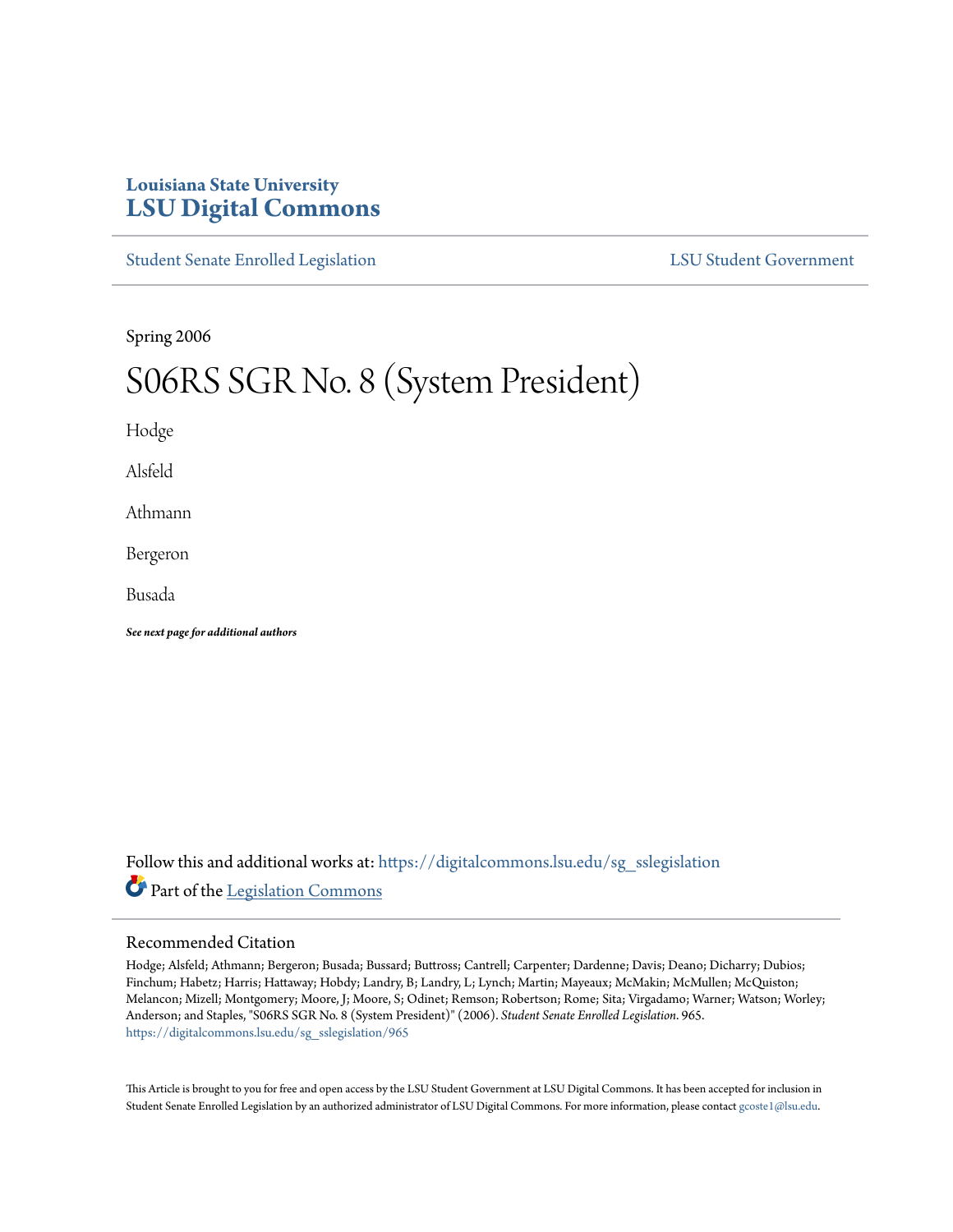Louisiana State University
**LSU Digital Commons**

Student Senate Enrolled Legislation LSU Student Government

Spring 2006

# S06RS SGR No. 8 (System President)

Hodge

Alsfeld

Athmann

Bergeron

Busada

***See next page for additional authors***

Follow this and additional works at: https://digitalcommons.lsu.edu/sg_sslegislation

Part of the Legislation Commons

## Recommended Citation

Hodge; Alsfeld; Athmann; Bergeron; Busada; Bussard; Buttross; Cantrell; Carpenter; Dardenne; Davis; Deano; Dicharry; Dubios; Finchum; Habetz; Harris; Hattaway; Hobdy; Landry, B; Landry, L; Lynch; Martin; Mayeaux; McMakin; McMullen; McQuiston; Melancon; Mizell; Montgomery; Moore, J; Moore, S; Odinet; Remson; Robertson; Rome; Sita; Virgadamo; Warner; Watson; Worley; Anderson; and Staples, "S06RS SGR No. 8 (System President)" (2006). *Student Senate Enrolled Legislation*. 965. https://digitalcommons.lsu.edu/sg_sslegislation/965

This Article is brought to you for free and open access by the LSU Student Government at LSU Digital Commons. It has been accepted for inclusion in Student Senate Enrolled Legislation by an authorized administrator of LSU Digital Commons. For more information, please contact gcoste1@lsu.edu.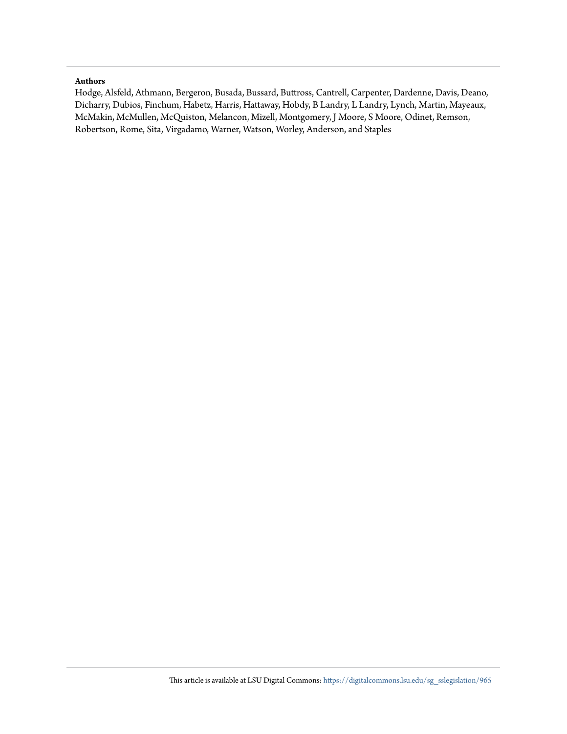**Authors**

Hodge, Alsfeld, Athmann, Bergeron, Busada, Bussard, Buttross, Cantrell, Carpenter, Dardenne, Davis, Deano, Dicharry, Dubios, Finchum, Habetz, Harris, Hattaway, Hobdy, B Landry, L Landry, Lynch, Martin, Mayeaux, McMakin, McMullen, McQuiston, Melancon, Mizell, Montgomery, J Moore, S Moore, Odinet, Remson, Robertson, Rome, Sita, Virgadamo, Warner, Watson, Worley, Anderson, and Staples

This article is available at LSU Digital Commons: https://digitalcommons.lsu.edu/sg_sslegislation/965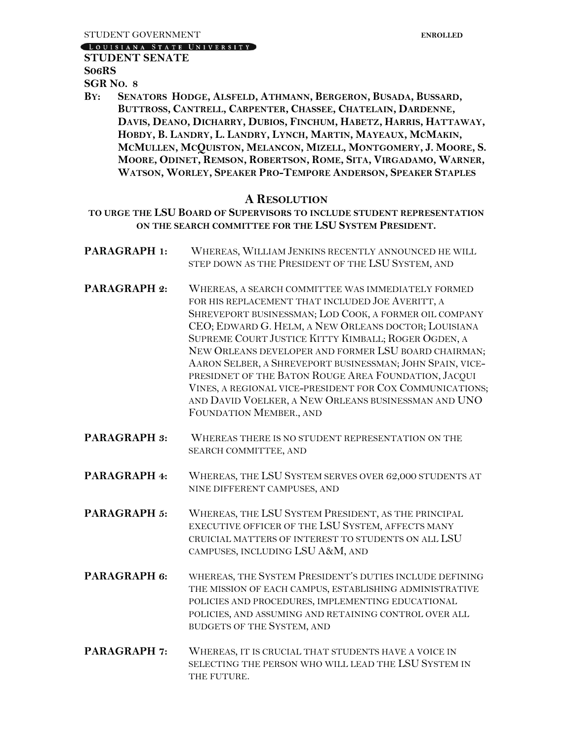STUDENT GOVERNMENT **ENROLLED**

LOUISIANA STATE UNIVERSITY

**STUDENT SENATE**
**S06RS**
**SGR NO. 8**

**BY: SENATORS HODGE, ALSFELD, ATHMANN, BERGERON, BUSADA, BUSSARD, BUTTROSS, CANTRELL, CARPENTER, CHASSEE, CHATELAIN, DARDENNE, DAVIS, DEANO, DICHARRY, DUBIOS, FINCHUM, HABETZ, HARRIS, HATTAWAY, HOBDY, B. LANDRY, L. LANDRY, LYNCH, MARTIN, MAYEAUX, MCMAKIN, MCMULLEN, MCQUISTON, MELANCON, MIZELL, MONTGOMERY, J. MOORE, S. MOORE, ODINET, REMSON, ROBERTSON, ROME, SITA, VIRGADAMO, WARNER, WATSON, WORLEY, SPEAKER PRO-TEMPORE ANDERSON, SPEAKER STAPLES**

## A RESOLUTION

**TO URGE THE LSU BOARD OF SUPERVISORS TO INCLUDE STUDENT REPRESENTATION ON THE SEARCH COMMITTEE FOR THE LSU SYSTEM PRESIDENT.**

**PARAGRAPH 1:** WHEREAS, WILLIAM JENKINS RECENTLY ANNOUNCED HE WILL STEP DOWN AS THE PRESIDENT OF THE LSU SYSTEM, AND

**PARAGRAPH 2:** WHEREAS, A SEARCH COMMITTEE WAS IMMEDIATELY FORMED FOR HIS REPLACEMENT THAT INCLUDED JOE AVERITT, A SHREVEPORT BUSINESSMAN; LOD COOK, A FORMER OIL COMPANY CEO; EDWARD G. HELM, A NEW ORLEANS DOCTOR; LOUISIANA SUPREME COURT JUSTICE KITTY KIMBALL; ROGER OGDEN, A NEW ORLEANS DEVELOPER AND FORMER LSU BOARD CHAIRMAN; AARON SELBER, A SHREVEPORT BUSINESSMAN; JOHN SPAIN, VICE-PRESIDNET OF THE BATON ROUGE AREA FOUNDATION, JACQUI VINES, A REGIONAL VICE-PRESIDENT FOR COX COMMUNICATIONS; AND DAVID VOELKER, A NEW ORLEANS BUSINESSMAN AND UNO FOUNDATION MEMBER., AND

**PARAGRAPH 3:** WHEREAS THERE IS NO STUDENT REPRESENTATION ON THE SEARCH COMMITTEE, AND

**PARAGRAPH 4:** WHEREAS, THE LSU SYSTEM SERVES OVER 62,000 STUDENTS AT NINE DIFFERENT CAMPUSES, AND

**PARAGRAPH 5:** WHEREAS, THE LSU SYSTEM PRESIDENT, AS THE PRINCIPAL EXECUTIVE OFFICER OF THE LSU SYSTEM, AFFECTS MANY CRUICIAL MATTERS OF INTEREST TO STUDENTS ON ALL LSU CAMPUSES, INCLUDING LSU A&M, AND

**PARAGRAPH 6:** WHEREAS, THE SYSTEM PRESIDENT'S DUTIES INCLUDE DEFINING THE MISSION OF EACH CAMPUS, ESTABLISHING ADMINISTRATIVE POLICIES AND PROCEDURES, IMPLEMENTING EDUCATIONAL POLICIES, AND ASSUMING AND RETAINING CONTROL OVER ALL BUDGETS OF THE SYSTEM, AND

**PARAGRAPH 7:** WHEREAS, IT IS CRUCIAL THAT STUDENTS HAVE A VOICE IN SELECTING THE PERSON WHO WILL LEAD THE LSU SYSTEM IN THE FUTURE.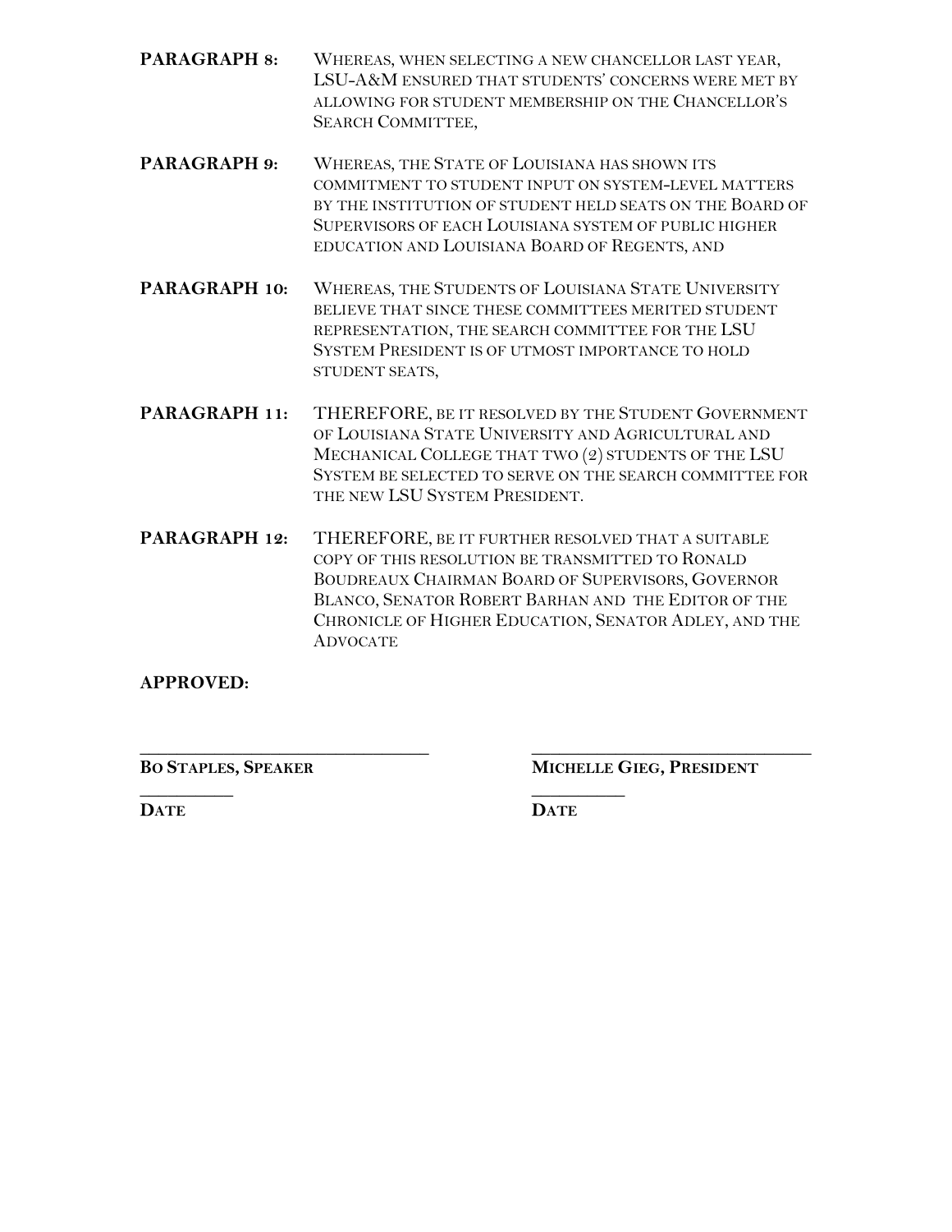**PARAGRAPH 8:** WHEREAS, WHEN SELECTING A NEW CHANCELLOR LAST YEAR, LSU-A&M ENSURED THAT STUDENTS' CONCERNS WERE MET BY ALLOWING FOR STUDENT MEMBERSHIP ON THE CHANCELLOR'S SEARCH COMMITTEE,

**PARAGRAPH 9:** WHEREAS, THE STATE OF LOUISIANA HAS SHOWN ITS COMMITMENT TO STUDENT INPUT ON SYSTEM-LEVEL MATTERS BY THE INSTITUTION OF STUDENT HELD SEATS ON THE BOARD OF SUPERVISORS OF EACH LOUISIANA SYSTEM OF PUBLIC HIGHER EDUCATION AND LOUISIANA BOARD OF REGENTS, AND

**PARAGRAPH 10:** WHEREAS, THE STUDENTS OF LOUISIANA STATE UNIVERSITY BELIEVE THAT SINCE THESE COMMITTEES MERITED STUDENT REPRESENTATION, THE SEARCH COMMITTEE FOR THE LSU SYSTEM PRESIDENT IS OF UTMOST IMPORTANCE TO HOLD STUDENT SEATS,

**PARAGRAPH 11:** THEREFORE, BE IT RESOLVED BY THE STUDENT GOVERNMENT OF LOUISIANA STATE UNIVERSITY AND AGRICULTURAL AND MECHANICAL COLLEGE THAT TWO (2) STUDENTS OF THE LSU SYSTEM BE SELECTED TO SERVE ON THE SEARCH COMMITTEE FOR THE NEW LSU SYSTEM PRESIDENT.

**PARAGRAPH 12:** THEREFORE, BE IT FURTHER RESOLVED THAT A SUITABLE COPY OF THIS RESOLUTION BE TRANSMITTED TO RONALD BOUDREAUX CHAIRMAN BOARD OF SUPERVISORS, GOVERNOR BLANCO, SENATOR ROBERT BARHAN AND THE EDITOR OF THE CHRONICLE OF HIGHER EDUCATION, SENATOR ADLEY, AND THE ADVOCATE

**APPROVED:**

______________________________ ______________________________

**BO STAPLES, SPEAKER** **MICHELLE GIEG, PRESIDENT**

__________ __________

**DATE** **DATE**